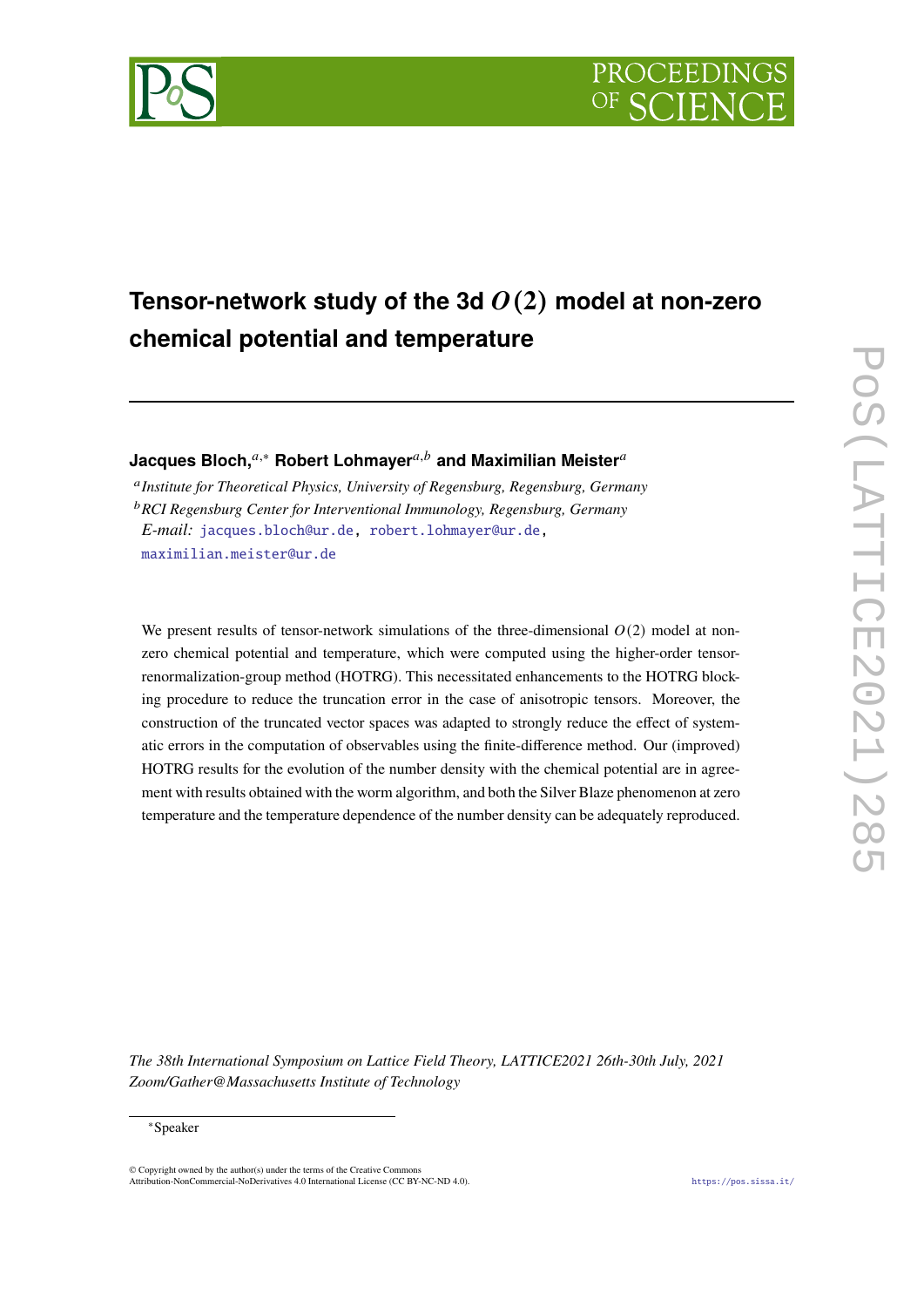# Tensor-network study of the 3d $O(2)$ model at non-zero chemical potential and temperature

**Jacques Bloch,**[a,*] **Robert Lohmayer**[a,b] **and Maximilian Meister**[a]

[a] *Institute for Theoretical Physics, University of Regensburg, Regensburg, Germany*

[b] *RCI Regensburg Center for Interventional Immunology, Regensburg, Germany*

*E-mail:* jacques.bloch@ur.de, robert.lohmayer@ur.de, maximilian.meister@ur.de

We present results of tensor-network simulations of the three-dimensional $O(2)$ model at non-zero chemical potential and temperature, which were computed using the higher-order tensor-renormalization-group method (HOTRG). This necessitated enhancements to the HOTRG blocking procedure to reduce the truncation error in the case of anisotropic tensors. Moreover, the construction of the truncated vector spaces was adapted to strongly reduce the effect of systematic errors in the computation of observables using the finite-difference method. Our (improved) HOTRG results for the evolution of the number density with the chemical potential are in agreement with results obtained with the worm algorithm, and both the Silver Blaze phenomenon at zero temperature and the temperature dependence of the number density can be adequately reproduced.

*The 38th International Symposium on Lattice Field Theory, LATTICE2021 26th-30th July, 2021 Zoom/Gather@Massachusetts Institute of Technology*

[*] Speaker

© Copyright owned by the author(s) under the terms of the Creative Commons Attribution-NonCommercial-NoDerivatives 4.0 International License (CC BY-NC-ND 4.0).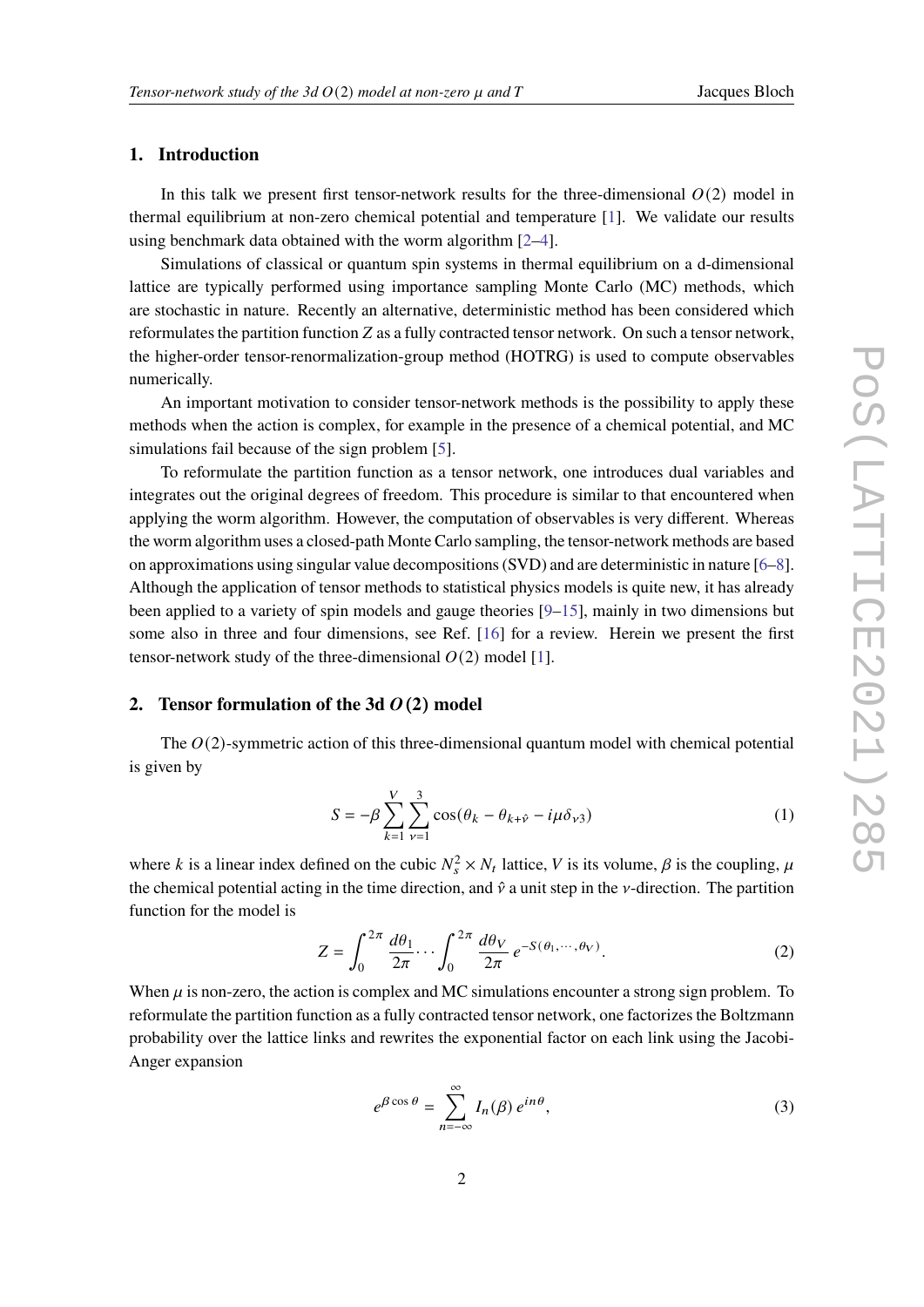## 1. Introduction

In this talk we present first tensor-network results for the three-dimensional $O(2)$ model in thermal equilibrium at non-zero chemical potential and temperature [1]. We validate our results using benchmark data obtained with the worm algorithm [2–4].

Simulations of classical or quantum spin systems in thermal equilibrium on a d-dimensional lattice are typically performed using importance sampling Monte Carlo (MC) methods, which are stochastic in nature. Recently an alternative, deterministic method has been considered which reformulates the partition function $Z$ as a fully contracted tensor network. On such a tensor network, the higher-order tensor-renormalization-group method (HOTRG) is used to compute observables numerically.

An important motivation to consider tensor-network methods is the possibility to apply these methods when the action is complex, for example in the presence of a chemical potential, and MC simulations fail because of the sign problem [5].

To reformulate the partition function as a tensor network, one introduces dual variables and integrates out the original degrees of freedom. This procedure is similar to that encountered when applying the worm algorithm. However, the computation of observables is very different. Whereas the worm algorithm uses a closed-path Monte Carlo sampling, the tensor-network methods are based on approximations using singular value decompositions (SVD) and are deterministic in nature [6–8]. Although the application of tensor methods to statistical physics models is quite new, it has already been applied to a variety of spin models and gauge theories [9–15], mainly in two dimensions but some also in three and four dimensions, see Ref. [16] for a review. Herein we present the first tensor-network study of the three-dimensional $O(2)$ model [1].

## 2. Tensor formulation of the 3d $O(2)$ model

The $O(2)$-symmetric action of this three-dimensional quantum model with chemical potential is given by

$$S = -\beta \sum_{k=1}^{V} \sum_{\nu=1}^{3} \cos(\theta_k - \theta_{k+\hat{\nu}} - i\mu\delta_{\nu 3}) \tag{1}$$

where $k$ is a linear index defined on the cubic $N_s^2 \times N_t$ lattice, $V$ is its volume, $\beta$ is the coupling, $\mu$ the chemical potential acting in the time direction, and $\hat{\nu}$ a unit step in the $\nu$-direction. The partition function for the model is

$$Z = \int_0^{2\pi} \frac{d\theta_1}{2\pi} \cdots \int_0^{2\pi} \frac{d\theta_V}{2\pi} \, e^{-S(\theta_1,\cdots,\theta_V)}. \tag{2}$$

When $\mu$ is non-zero, the action is complex and MC simulations encounter a strong sign problem. To reformulate the partition function as a fully contracted tensor network, one factorizes the Boltzmann probability over the lattice links and rewrites the exponential factor on each link using the Jacobi-Anger expansion

$$e^{\beta \cos\theta} = \sum_{n=-\infty}^{\infty} I_n(\beta)\, e^{in\theta}, \tag{3}$$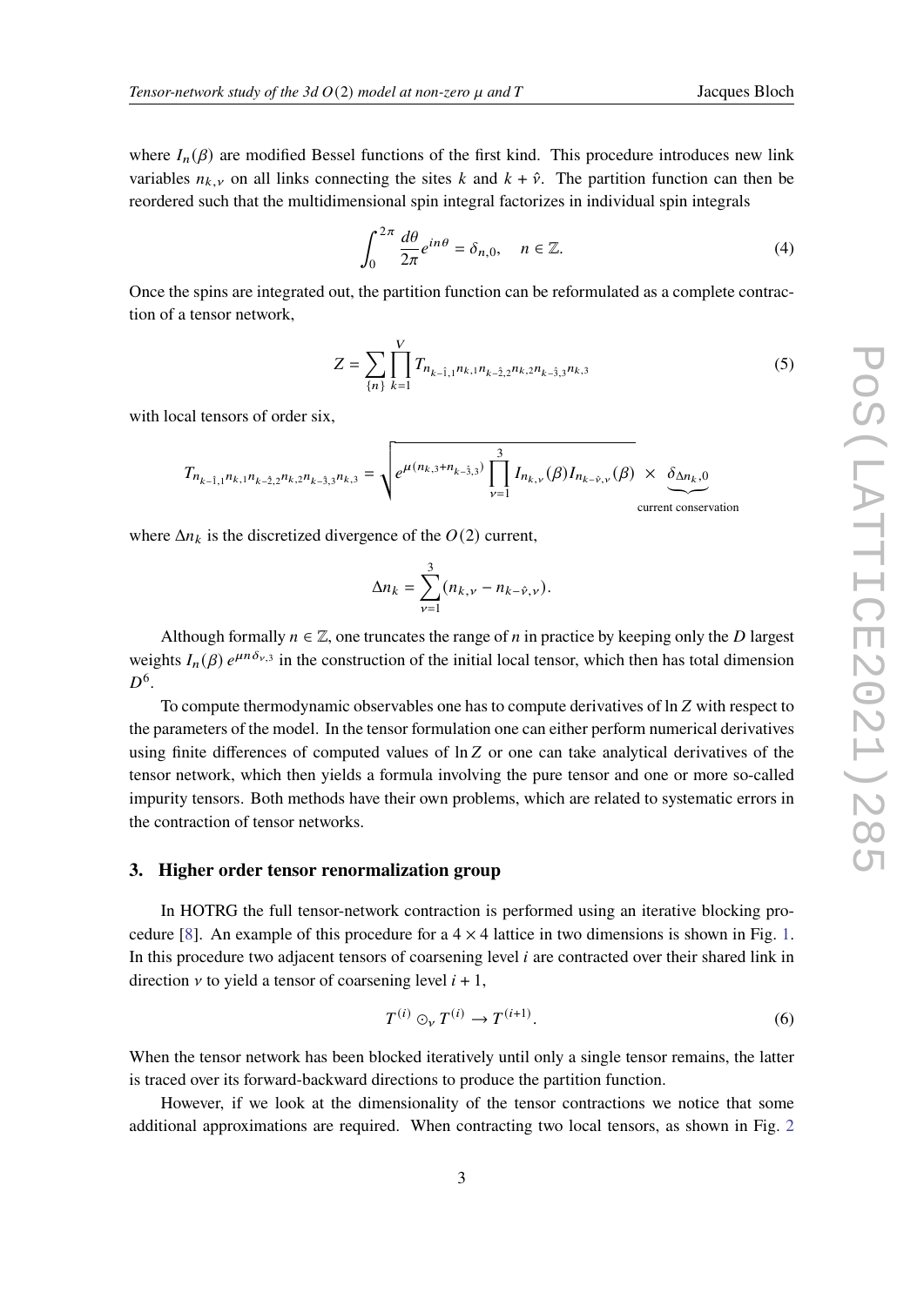where $I_n(\beta)$ are modified Bessel functions of the first kind. This procedure introduces new link variables $n_{k,\nu}$ on all links connecting the sites $k$ and $k+\hat{\nu}$. The partition function can then be reordered such that the multidimensional spin integral factorizes in individual spin integrals

$$\int_0^{2\pi} \frac{d\theta}{2\pi} e^{in\theta} = \delta_{n,0}, \quad n \in \mathbb{Z}. \tag{4}$$

Once the spins are integrated out, the partition function can be reformulated as a complete contraction of a tensor network,

$$Z = \sum_{\{n\}} \prod_{k=1}^{V} T_{n_{k-\hat{1},1} n_{k,1} n_{k-\hat{2},2} n_{k,2} n_{k-\hat{3},3} n_{k,3}} \tag{5}$$

with local tensors of order six,

$$T_{n_{k-\hat{1},1} n_{k,1} n_{k-\hat{2},2} n_{k,2} n_{k-\hat{3},3} n_{k,3}} = \sqrt{e^{\mu(n_{k,3}+n_{k-\hat{3},3})} \prod_{\nu=1}^{3} I_{n_{k,\nu}}(\beta) I_{n_{k-\hat{\nu},\nu}}(\beta)} \times \underbrace{\delta_{\Delta n_k,0}}_{\text{current conservation}}$$

where $\Delta n_k$ is the discretized divergence of the $O(2)$ current,

$$\Delta n_k = \sum_{\nu=1}^{3} (n_{k,\nu} - n_{k-\hat{\nu},\nu}).$$

Although formally $n \in \mathbb{Z}$, one truncates the range of $n$ in practice by keeping only the $D$ largest weights $I_n(\beta)\, e^{\mu n \delta_{\nu,3}}$ in the construction of the initial local tensor, which then has total dimension $D^6$.

To compute thermodynamic observables one has to compute derivatives of $\ln Z$ with respect to the parameters of the model. In the tensor formulation one can either perform numerical derivatives using finite differences of computed values of $\ln Z$ or one can take analytical derivatives of the tensor network, which then yields a formula involving the pure tensor and one or more so-called impurity tensors. Both methods have their own problems, which are related to systematic errors in the contraction of tensor networks.

## 3. Higher order tensor renormalization group

In HOTRG the full tensor-network contraction is performed using an iterative blocking procedure [8]. An example of this procedure for a $4 \times 4$ lattice in two dimensions is shown in Fig. 1. In this procedure two adjacent tensors of coarsening level $i$ are contracted over their shared link in direction $\nu$ to yield a tensor of coarsening level $i+1$,

$$T^{(i)} \odot_\nu T^{(i)} \to T^{(i+1)}. \tag{6}$$

When the tensor network has been blocked iteratively until only a single tensor remains, the latter is traced over its forward-backward directions to produce the partition function.

However, if we look at the dimensionality of the tensor contractions we notice that some additional approximations are required. When contracting two local tensors, as shown in Fig. 2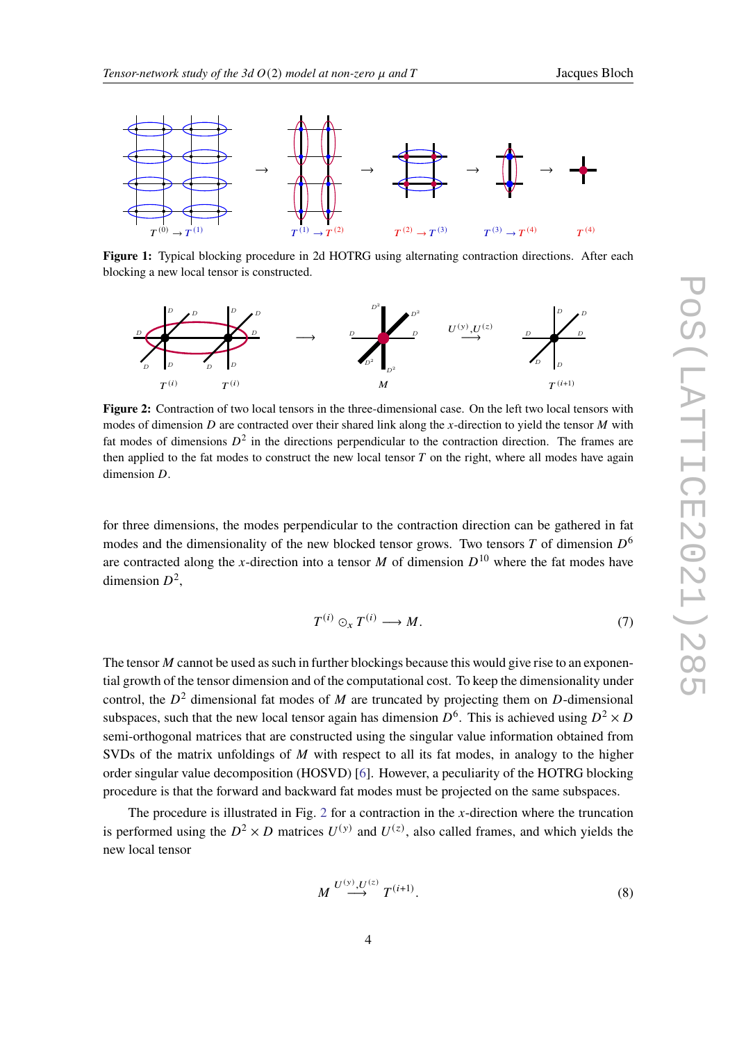**Figure 1:** Typical blocking procedure in 2d HOTRG using alternating contraction directions. After each blocking a new local tensor is constructed.

**Figure 2:** Contraction of two local tensors in the three-dimensional case. On the left two local tensors with modes of dimension $D$ are contracted over their shared link along the $x$-direction to yield the tensor $M$ with fat modes of dimensions $D^2$ in the directions perpendicular to the contraction direction. The frames are then applied to the fat modes to construct the new local tensor $T$ on the right, where all modes have again dimension $D$.

for three dimensions, the modes perpendicular to the contraction direction can be gathered in fat modes and the dimensionality of the new blocked tensor grows. Two tensors $T$ of dimension $D^6$ are contracted along the $x$-direction into a tensor $M$ of dimension $D^{10}$ where the fat modes have dimension $D^2$,

$$T^{(i)} \odot_x T^{(i)} \longrightarrow M. \tag{7}$$

The tensor $M$ cannot be used as such in further blockings because this would give rise to an exponential growth of the tensor dimension and of the computational cost. To keep the dimensionality under control, the $D^2$ dimensional fat modes of $M$ are truncated by projecting them on $D$-dimensional subspaces, such that the new local tensor again has dimension $D^6$. This is achieved using $D^2 \times D$ semi-orthogonal matrices that are constructed using the singular value information obtained from SVDs of the matrix unfoldings of $M$ with respect to all its fat modes, in analogy to the higher order singular value decomposition (HOSVD) [6]. However, a peculiarity of the HOTRG blocking procedure is that the forward and backward fat modes must be projected on the same subspaces.

The procedure is illustrated in Fig. 2 for a contraction in the $x$-direction where the truncation is performed using the $D^2 \times D$ matrices $U^{(y)}$ and $U^{(z)}$, also called frames, and which yields the new local tensor

$$M \overset{U^{(y)},U^{(z)}}{\longrightarrow} T^{(i+1)}. \tag{8}$$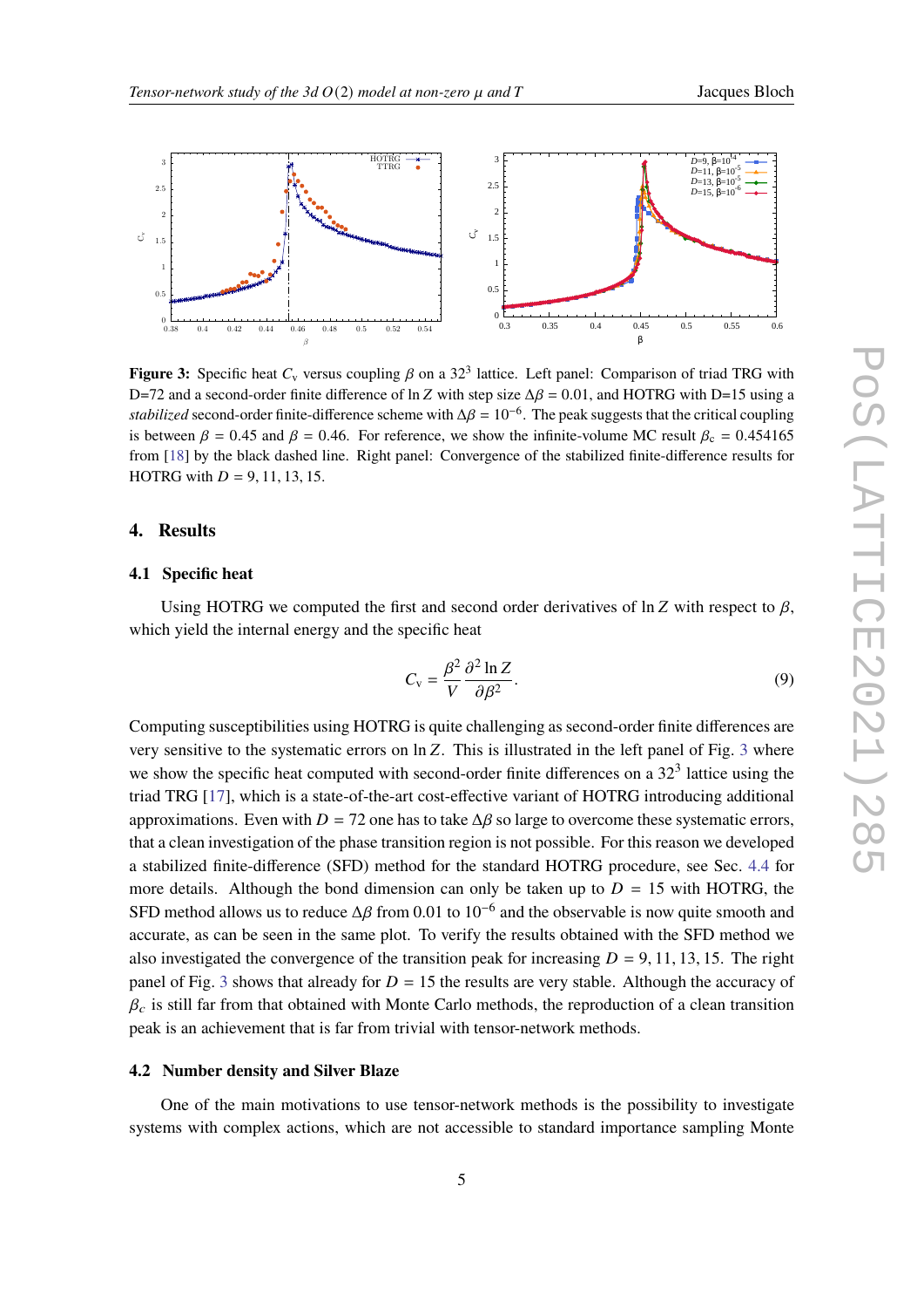**Figure 3:** Specific heat $C_v$ versus coupling $\beta$ on a $32^3$ lattice. Left panel: Comparison of triad TRG with D=72 and a second-order finite difference of $\ln Z$ with step size $\Delta\beta = 0.01$, and HOTRG with D=15 using a *stabilized* second-order finite-difference scheme with $\Delta\beta = 10^{-6}$. The peak suggests that the critical coupling is between $\beta = 0.45$ and $\beta = 0.46$. For reference, we show the infinite-volume MC result $\beta_c = 0.454165$ from [18] by the black dashed line. Right panel: Convergence of the stabilized finite-difference results for HOTRG with $D = 9, 11, 13, 15$.

## 4. Results

### 4.1 Specific heat

Using HOTRG we computed the first and second order derivatives of $\ln Z$ with respect to $\beta$, which yield the internal energy and the specific heat

$$C_v = \frac{\beta^2}{V}\frac{\partial^2 \ln Z}{\partial \beta^2}. \tag{9}$$

Computing susceptibilities using HOTRG is quite challenging as second-order finite differences are very sensitive to the systematic errors on $\ln Z$. This is illustrated in the left panel of Fig. 3 where we show the specific heat computed with second-order finite differences on a $32^3$ lattice using the triad TRG [17], which is a state-of-the-art cost-effective variant of HOTRG introducing additional approximations. Even with $D = 72$ one has to take $\Delta\beta$ so large to overcome these systematic errors, that a clean investigation of the phase transition region is not possible. For this reason we developed a stabilized finite-difference (SFD) method for the standard HOTRG procedure, see Sec. 4.4 for more details. Although the bond dimension can only be taken up to $D = 15$ with HOTRG, the SFD method allows us to reduce $\Delta\beta$ from 0.01 to $10^{-6}$ and the observable is now quite smooth and accurate, as can be seen in the same plot. To verify the results obtained with the SFD method we also investigated the convergence of the transition peak for increasing $D = 9, 11, 13, 15$. The right panel of Fig. 3 shows that already for $D = 15$ the results are very stable. Although the accuracy of $\beta_c$ is still far from that obtained with Monte Carlo methods, the reproduction of a clean transition peak is an achievement that is far from trivial with tensor-network methods.

### 4.2 Number density and Silver Blaze

One of the main motivations to use tensor-network methods is the possibility to investigate systems with complex actions, which are not accessible to standard importance sampling Monte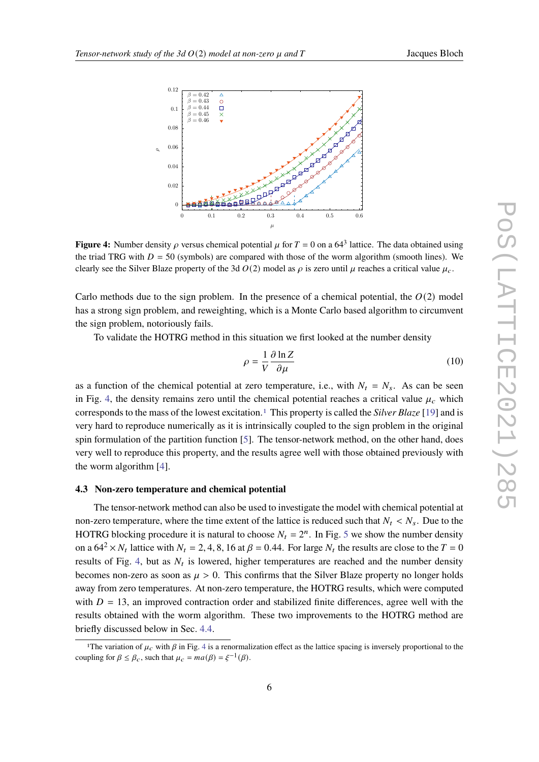**Figure 4:** Number density $\rho$ versus chemical potential $\mu$ for $T = 0$ on a $64^3$ lattice. The data obtained using the triad TRG with $D = 50$ (symbols) are compared with those of the worm algorithm (smooth lines). We clearly see the Silver Blaze property of the 3d $O(2)$ model as $\rho$ is zero until $\mu$ reaches a critical value $\mu_c$.

Carlo methods due to the sign problem. In the presence of a chemical potential, the $O(2)$ model has a strong sign problem, and reweighting, which is a Monte Carlo based algorithm to circumvent the sign problem, notoriously fails.

To validate the HOTRG method in this situation we first looked at the number density

$$\rho = \frac{1}{V}\frac{\partial \ln Z}{\partial \mu} \tag{10}$$

as a function of the chemical potential at zero temperature, i.e., with $N_t = N_s$. As can be seen in Fig. 4, the density remains zero until the chemical potential reaches a critical value $\mu_c$ which corresponds to the mass of the lowest excitation.[1] This property is called the *Silver Blaze* [19] and is very hard to reproduce numerically as it is intrinsically coupled to the sign problem in the original spin formulation of the partition function [5]. The tensor-network method, on the other hand, does very well to reproduce this property, and the results agree well with those obtained previously with the worm algorithm [4].

### 4.3 Non-zero temperature and chemical potential

The tensor-network method can also be used to investigate the model with chemical potential at non-zero temperature, where the time extent of the lattice is reduced such that $N_t < N_s$. Due to the HOTRG blocking procedure it is natural to choose $N_t = 2^n$. In Fig. 5 we show the number density on a $64^2 \times N_t$ lattice with $N_t = 2, 4, 8, 16$ at $\beta = 0.44$. For large $N_t$ the results are close to the $T = 0$ results of Fig. 4, but as $N_t$ is lowered, higher temperatures are reached and the number density becomes non-zero as soon as $\mu > 0$. This confirms that the Silver Blaze property no longer holds away from zero temperatures. At non-zero temperature, the HOTRG results, which were computed with $D = 13$, an improved contraction order and stabilized finite differences, agree well with the results obtained with the worm algorithm. These two improvements to the HOTRG method are briefly discussed below in Sec. 4.4.

[1] The variation of $\mu_c$ with $\beta$ in Fig. 4 is a renormalization effect as the lattice spacing is inversely proportional to the coupling for $\beta \leq \beta_c$, such that $\mu_c = ma(\beta) = \xi^{-1}(\beta)$.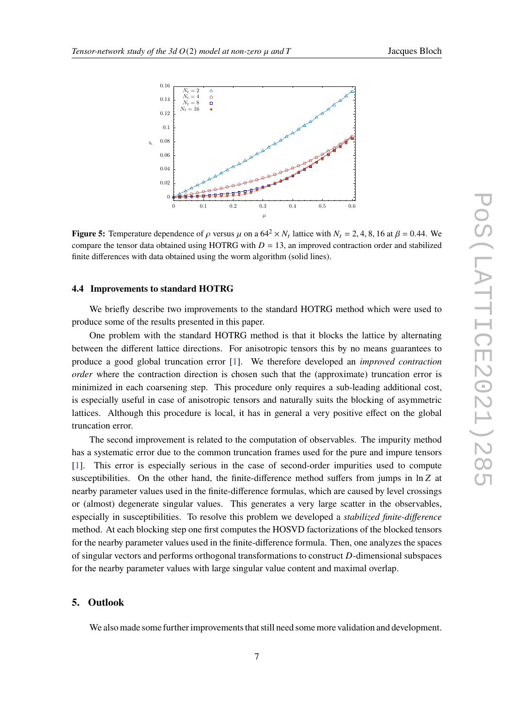**Figure 5:** Temperature dependence of $\rho$ versus $\mu$ on a $64^2 \times N_t$ lattice with $N_t = 2, 4, 8, 16$ at $\beta = 0.44$. We compare the tensor data obtained using HOTRG with $D = 13$, an improved contraction order and stabilized finite differences with data obtained using the worm algorithm (solid lines).

### 4.4 Improvements to standard HOTRG

We briefly describe two improvements to the standard HOTRG method which were used to produce some of the results presented in this paper.

One problem with the standard HOTRG method is that it blocks the lattice by alternating between the different lattice directions. For anisotropic tensors this by no means guarantees to produce a good global truncation error [1]. We therefore developed an *improved contraction order* where the contraction direction is chosen such that the (approximate) truncation error is minimized in each coarsening step. This procedure only requires a sub-leading additional cost, is especially useful in case of anisotropic tensors and naturally suits the blocking of asymmetric lattices. Although this procedure is local, it has in general a very positive effect on the global truncation error.

The second improvement is related to the computation of observables. The impurity method has a systematic error due to the common truncation frames used for the pure and impure tensors [1]. This error is especially serious in the case of second-order impurities used to compute susceptibilities. On the other hand, the finite-difference method suffers from jumps in $\ln Z$ at nearby parameter values used in the finite-difference formulas, which are caused by level crossings or (almost) degenerate singular values. This generates a very large scatter in the observables, especially in susceptibilities. To resolve this problem we developed a *stabilized finite-difference* method. At each blocking step one first computes the HOSVD factorizations of the blocked tensors for the nearby parameter values used in the finite-difference formula. Then, one analyzes the spaces of singular vectors and performs orthogonal transformations to construct $D$-dimensional subspaces for the nearby parameter values with large singular value content and maximal overlap.

## 5. Outlook

We also made some further improvements that still need some more validation and development.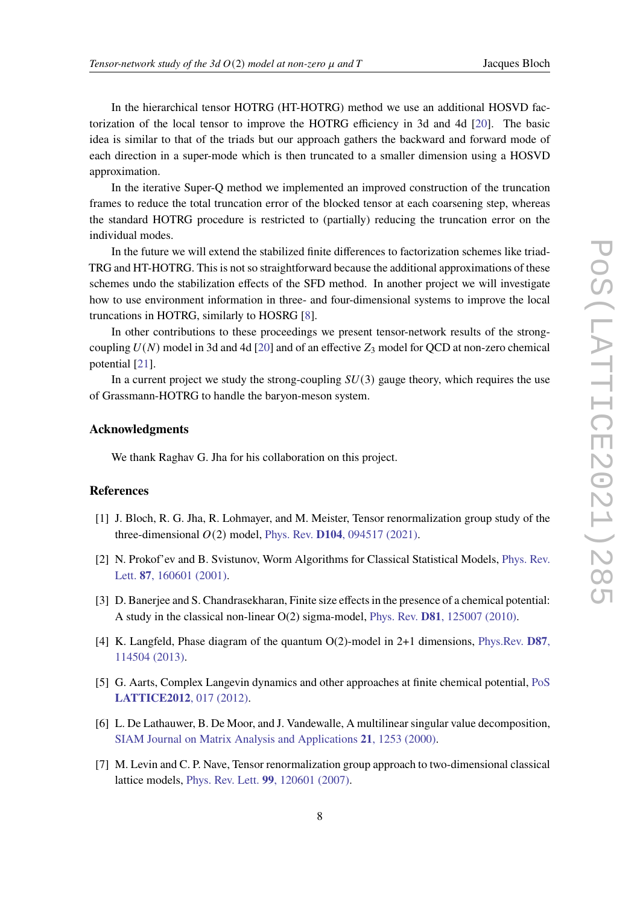In the hierarchical tensor HOTRG (HT-HOTRG) method we use an additional HOSVD factorization of the local tensor to improve the HOTRG efficiency in 3d and 4d [20]. The basic idea is similar to that of the triads but our approach gathers the backward and forward mode of each direction in a super-mode which is then truncated to a smaller dimension using a HOSVD approximation.

In the iterative Super-Q method we implemented an improved construction of the truncation frames to reduce the total truncation error of the blocked tensor at each coarsening step, whereas the standard HOTRG procedure is restricted to (partially) reducing the truncation error on the individual modes.

In the future we will extend the stabilized finite differences to factorization schemes like triad-TRG and HT-HOTRG. This is not so straightforward because the additional approximations of these schemes undo the stabilization effects of the SFD method. In another project we will investigate how to use environment information in three- and four-dimensional systems to improve the local truncations in HOTRG, similarly to HOSRG [8].

In other contributions to these proceedings we present tensor-network results of the strong-coupling $U(N)$ model in 3d and 4d [20] and of an effective $Z_3$ model for QCD at non-zero chemical potential [21].

In a current project we study the strong-coupling $SU(3)$ gauge theory, which requires the use of Grassmann-HOTRG to handle the baryon-meson system.

## Acknowledgments

We thank Raghav G. Jha for his collaboration on this project.

## References

[1] J. Bloch, R. G. Jha, R. Lohmayer, and M. Meister, Tensor renormalization group study of the three-dimensional $O(2)$ model, Phys. Rev. **D104**, 094517 (2021).

[2] N. Prokof'ev and B. Svistunov, Worm Algorithms for Classical Statistical Models, Phys. Rev. Lett. **87**, 160601 (2001).

[3] D. Banerjee and S. Chandrasekharan, Finite size effects in the presence of a chemical potential: A study in the classical non-linear O(2) sigma-model, Phys. Rev. **D81**, 125007 (2010).

[4] K. Langfeld, Phase diagram of the quantum O(2)-model in 2+1 dimensions, Phys.Rev. **D87**, 114504 (2013).

[5] G. Aarts, Complex Langevin dynamics and other approaches at finite chemical potential, PoS **LATTICE2012**, 017 (2012).

[6] L. De Lathauwer, B. De Moor, and J. Vandewalle, A multilinear singular value decomposition, SIAM Journal on Matrix Analysis and Applications **21**, 1253 (2000).

[7] M. Levin and C. P. Nave, Tensor renormalization group approach to two-dimensional classical lattice models, Phys. Rev. Lett. **99**, 120601 (2007).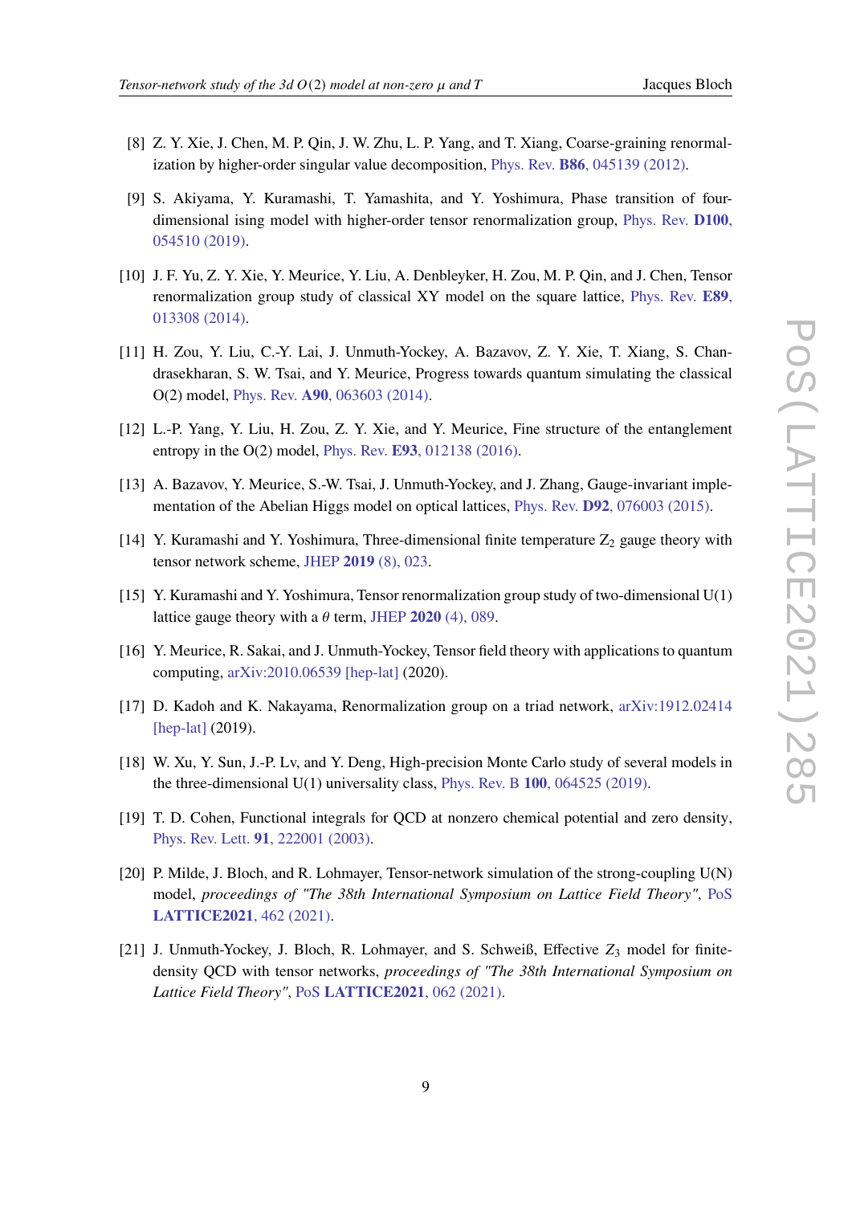[8] Z. Y. Xie, J. Chen, M. P. Qin, J. W. Zhu, L. P. Yang, and T. Xiang, Coarse-graining renormalization by higher-order singular value decomposition, Phys. Rev. **B86**, 045139 (2012).

[9] S. Akiyama, Y. Kuramashi, T. Yamashita, and Y. Yoshimura, Phase transition of four-dimensional ising model with higher-order tensor renormalization group, Phys. Rev. **D100**, 054510 (2019).

[10] J. F. Yu, Z. Y. Xie, Y. Meurice, Y. Liu, A. Denbleyker, H. Zou, M. P. Qin, and J. Chen, Tensor renormalization group study of classical XY model on the square lattice, Phys. Rev. **E89**, 013308 (2014).

[11] H. Zou, Y. Liu, C.-Y. Lai, J. Unmuth-Yockey, A. Bazavov, Z. Y. Xie, T. Xiang, S. Chandrasekharan, S. W. Tsai, and Y. Meurice, Progress towards quantum simulating the classical O(2) model, Phys. Rev. **A90**, 063603 (2014).

[12] L.-P. Yang, Y. Liu, H. Zou, Z. Y. Xie, and Y. Meurice, Fine structure of the entanglement entropy in the O(2) model, Phys. Rev. **E93**, 012138 (2016).

[13] A. Bazavov, Y. Meurice, S.-W. Tsai, J. Unmuth-Yockey, and J. Zhang, Gauge-invariant implementation of the Abelian Higgs model on optical lattices, Phys. Rev. **D92**, 076003 (2015).

[14] Y. Kuramashi and Y. Yoshimura, Three-dimensional finite temperature $Z_2$ gauge theory with tensor network scheme, JHEP **2019** (8), 023.

[15] Y. Kuramashi and Y. Yoshimura, Tensor renormalization group study of two-dimensional U(1) lattice gauge theory with a $\theta$ term, JHEP **2020** (4), 089.

[16] Y. Meurice, R. Sakai, and J. Unmuth-Yockey, Tensor field theory with applications to quantum computing, arXiv:2010.06539 [hep-lat] (2020).

[17] D. Kadoh and K. Nakayama, Renormalization group on a triad network, arXiv:1912.02414 [hep-lat] (2019).

[18] W. Xu, Y. Sun, J.-P. Lv, and Y. Deng, High-precision Monte Carlo study of several models in the three-dimensional U(1) universality class, Phys. Rev. B **100**, 064525 (2019).

[19] T. D. Cohen, Functional integrals for QCD at nonzero chemical potential and zero density, Phys. Rev. Lett. **91**, 222001 (2003).

[20] P. Milde, J. Bloch, and R. Lohmayer, Tensor-network simulation of the strong-coupling U(N) model, *proceedings of "The 38th International Symposium on Lattice Field Theory"*, PoS **LATTICE2021**, 462 (2021).

[21] J. Unmuth-Yockey, J. Bloch, R. Lohmayer, and S. Schweiß, Effective $Z_3$ model for finite-density QCD with tensor networks, *proceedings of "The 38th International Symposium on Lattice Field Theory"*, PoS **LATTICE2021**, 062 (2021).